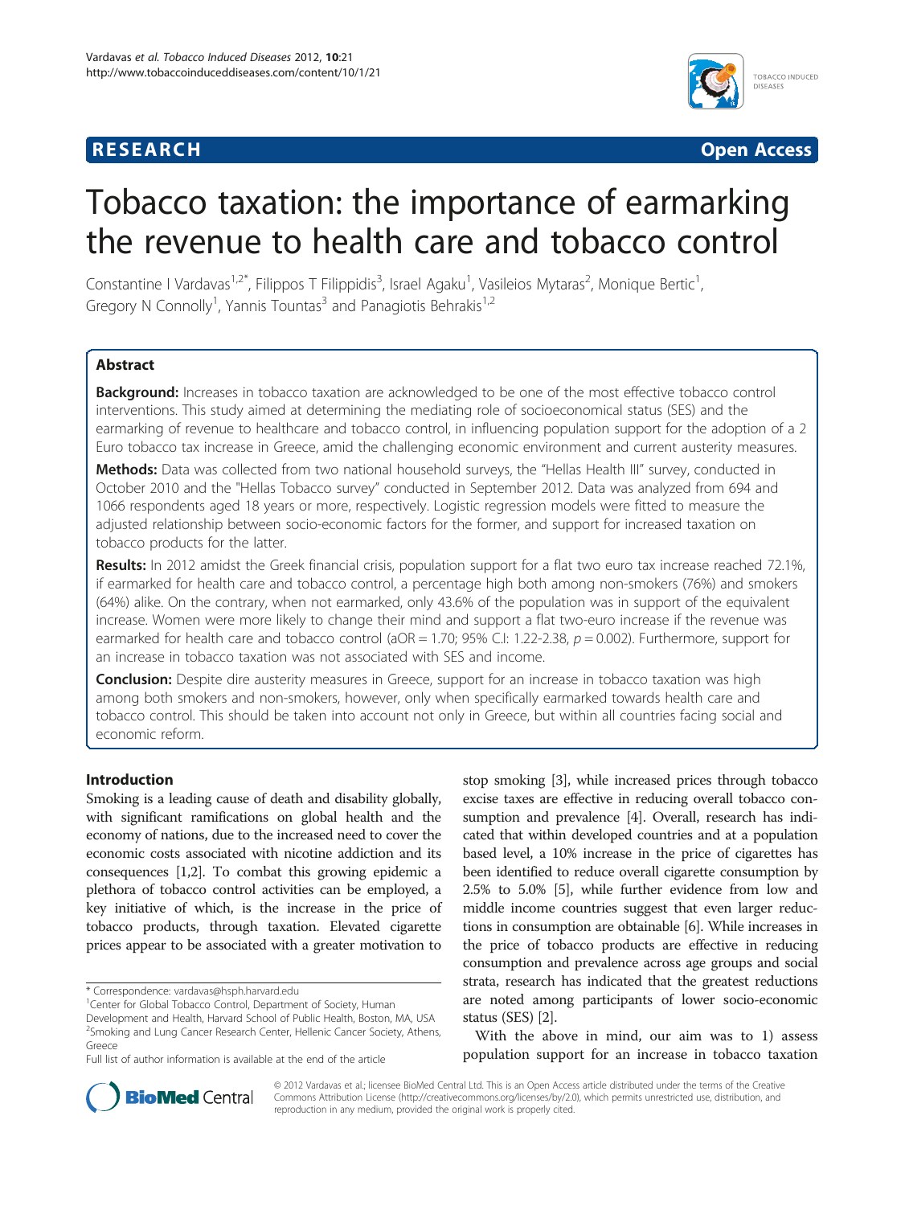**RESEARCH** **Open Access**

# Tobacco taxation: the importance of earmarking the revenue to health care and tobacco control

Constantine I Vardavas[1,2*], Filippos T Filippidis[3], Israel Agaku[1], Vasileios Mytaras[2], Monique Bertic[1], Gregory N Connolly[1], Yannis Tountas[3] and Panagiotis Behrakis[1,2]

## Abstract

**Background:** Increases in tobacco taxation are acknowledged to be one of the most effective tobacco control interventions. This study aimed at determining the mediating role of socioeconomical status (SES) and the earmarking of revenue to healthcare and tobacco control, in influencing population support for the adoption of a 2 Euro tobacco tax increase in Greece, amid the challenging economic environment and current austerity measures.

**Methods:** Data was collected from two national household surveys, the "Hellas Health III" survey, conducted in October 2010 and the "Hellas Tobacco survey" conducted in September 2012. Data was analyzed from 694 and 1066 respondents aged 18 years or more, respectively. Logistic regression models were fitted to measure the adjusted relationship between socio-economic factors for the former, and support for increased taxation on tobacco products for the latter.

**Results:** In 2012 amidst the Greek financial crisis, population support for a flat two euro tax increase reached 72.1%, if earmarked for health care and tobacco control, a percentage high both among non-smokers (76%) and smokers (64%) alike. On the contrary, when not earmarked, only 43.6% of the population was in support of the equivalent increase. Women were more likely to change their mind and support a flat two-euro increase if the revenue was earmarked for health care and tobacco control (aOR = 1.70; 95% C.I: 1.22-2.38, $p = 0.002$). Furthermore, support for an increase in tobacco taxation was not associated with SES and income.

**Conclusion:** Despite dire austerity measures in Greece, support for an increase in tobacco taxation was high among both smokers and non-smokers, however, only when specifically earmarked towards health care and tobacco control. This should be taken into account not only in Greece, but within all countries facing social and economic reform.

## Introduction

Smoking is a leading cause of death and disability globally, with significant ramifications on global health and the economy of nations, due to the increased need to cover the economic costs associated with nicotine addiction and its consequences [1,2]. To combat this growing epidemic a plethora of tobacco control activities can be employed, a key initiative of which, is the increase in the price of tobacco products, through taxation. Elevated cigarette prices appear to be associated with a greater motivation to stop smoking [3], while increased prices through tobacco excise taxes are effective in reducing overall tobacco consumption and prevalence [4]. Overall, research has indicated that within developed countries and at a population based level, a 10% increase in the price of cigarettes has been identified to reduce overall cigarette consumption by 2.5% to 5.0% [5], while further evidence from low and middle income countries suggest that even larger reductions in consumption are obtainable [6]. While increases in the price of tobacco products are effective in reducing consumption and prevalence across age groups and social strata, research has indicated that the greatest reductions are noted among participants of lower socio-economic status (SES) [2].

With the above in mind, our aim was to 1) assess population support for an increase in tobacco taxation

\* Correspondence: vardavas@hsph.harvard.edu
[1]Center for Global Tobacco Control, Department of Society, Human Development and Health, Harvard School of Public Health, Boston, MA, USA
[2]Smoking and Lung Cancer Research Center, Hellenic Cancer Society, Athens, Greece
Full list of author information is available at the end of the article

© 2012 Vardavas et al.; licensee BioMed Central Ltd. This is an Open Access article distributed under the terms of the Creative Commons Attribution License (http://creativecommons.org/licenses/by/2.0), which permits unrestricted use, distribution, and reproduction in any medium, provided the original work is properly cited.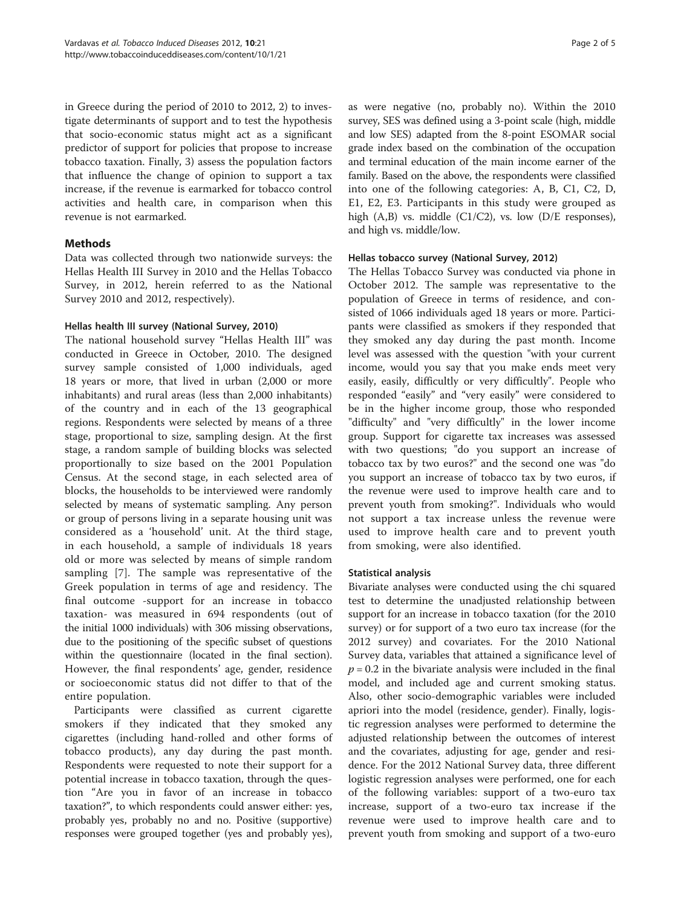in Greece during the period of 2010 to 2012, 2) to investigate determinants of support and to test the hypothesis that socio-economic status might act as a significant predictor of support for policies that propose to increase tobacco taxation. Finally, 3) assess the population factors that influence the change of opinion to support a tax increase, if the revenue is earmarked for tobacco control activities and health care, in comparison when this revenue is not earmarked.

## Methods

Data was collected through two nationwide surveys: the Hellas Health III Survey in 2010 and the Hellas Tobacco Survey, in 2012, herein referred to as the National Survey 2010 and 2012, respectively).

### Hellas health III survey (National Survey, 2010)

The national household survey "Hellas Health III" was conducted in Greece in October, 2010. The designed survey sample consisted of 1,000 individuals, aged 18 years or more, that lived in urban (2,000 or more inhabitants) and rural areas (less than 2,000 inhabitants) of the country and in each of the 13 geographical regions. Respondents were selected by means of a three stage, proportional to size, sampling design. At the first stage, a random sample of building blocks was selected proportionally to size based on the 2001 Population Census. At the second stage, in each selected area of blocks, the households to be interviewed were randomly selected by means of systematic sampling. Any person or group of persons living in a separate housing unit was considered as a 'household' unit. At the third stage, in each household, a sample of individuals 18 years old or more was selected by means of simple random sampling [7]. The sample was representative of the Greek population in terms of age and residency. The final outcome -support for an increase in tobacco taxation- was measured in 694 respondents (out of the initial 1000 individuals) with 306 missing observations, due to the positioning of the specific subset of questions within the questionnaire (located in the final section). However, the final respondents' age, gender, residence or socioeconomic status did not differ to that of the entire population.

Participants were classified as current cigarette smokers if they indicated that they smoked any cigarettes (including hand-rolled and other forms of tobacco products), any day during the past month. Respondents were requested to note their support for a potential increase in tobacco taxation, through the question "Are you in favor of an increase in tobacco taxation?", to which respondents could answer either: yes, probably yes, probably no and no. Positive (supportive) responses were grouped together (yes and probably yes), as were negative (no, probably no). Within the 2010 survey, SES was defined using a 3-point scale (high, middle and low SES) adapted from the 8-point ESOMAR social grade index based on the combination of the occupation and terminal education of the main income earner of the family. Based on the above, the respondents were classified into one of the following categories: A, B, C1, C2, D, E1, E2, E3. Participants in this study were grouped as high (A,B) vs. middle (C1/C2), vs. low (D/E responses), and high vs. middle/low.

### Hellas tobacco survey (National Survey, 2012)

The Hellas Tobacco Survey was conducted via phone in October 2012. The sample was representative to the population of Greece in terms of residence, and consisted of 1066 individuals aged 18 years or more. Participants were classified as smokers if they responded that they smoked any day during the past month. Income level was assessed with the question "with your current income, would you say that you make ends meet very easily, easily, difficultly or very difficultly". People who responded "easily" and "very easily" were considered to be in the higher income group, those who responded "difficulty" and "very difficultly" in the lower income group. Support for cigarette tax increases was assessed with two questions; "do you support an increase of tobacco tax by two euros?" and the second one was "do you support an increase of tobacco tax by two euros, if the revenue were used to improve health care and to prevent youth from smoking?". Individuals who would not support a tax increase unless the revenue were used to improve health care and to prevent youth from smoking, were also identified.

### Statistical analysis

Bivariate analyses were conducted using the chi squared test to determine the unadjusted relationship between support for an increase in tobacco taxation (for the 2010 survey) or for support of a two euro tax increase (for the 2012 survey) and covariates. For the 2010 National Survey data, variables that attained a significance level of $p = 0.2$ in the bivariate analysis were included in the final model, and included age and current smoking status. Also, other socio-demographic variables were included apriori into the model (residence, gender). Finally, logistic regression analyses were performed to determine the adjusted relationship between the outcomes of interest and the covariates, adjusting for age, gender and residence. For the 2012 National Survey data, three different logistic regression analyses were performed, one for each of the following variables: support of a two-euro tax increase, support of a two-euro tax increase if the revenue were used to improve health care and to prevent youth from smoking and support of a two-euro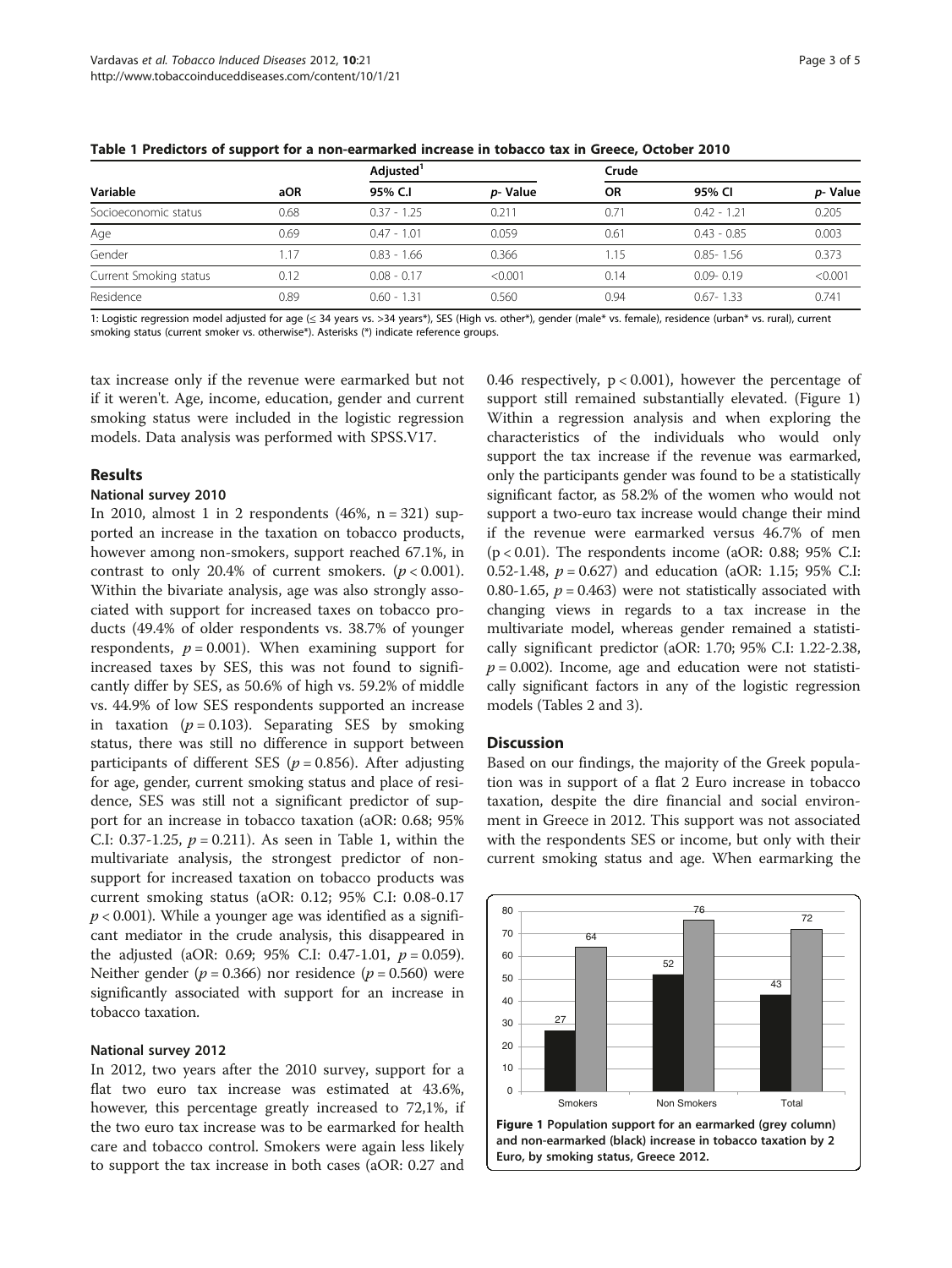**Table 1 Predictors of support for a non-earmarked increase in tobacco tax in Greece, October 2010**

| Variable | aOR | Adjusted[1] 95% C.I | *p*- Value | Crude OR | 95% CI | *p*- Value |
|---|---|---|---|---|---|---|
| Socioeconomic status | 0.68 | 0.37 - 1.25 | 0.211 | 0.71 | 0.42 - 1.21 | 0.205 |
| Age | 0.69 | 0.47 - 1.01 | 0.059 | 0.61 | 0.43 - 0.85 | 0.003 |
| Gender | 1.17 | 0.83 - 1.66 | 0.366 | 1.15 | 0.85- 1.56 | 0.373 |
| Current Smoking status | 0.12 | 0.08 - 0.17 | <0.001 | 0.14 | 0.09- 0.19 | <0.001 |
| Residence | 0.89 | 0.60 - 1.31 | 0.560 | 0.94 | 0.67- 1.33 | 0.741 |

1: Logistic regression model adjusted for age (≤ 34 years vs. >34 years*), SES (High vs. other*), gender (male* vs. female), residence (urban* vs. rural), current smoking status (current smoker vs. otherwise*). Asterisks (*) indicate reference groups.

tax increase only if the revenue were earmarked but not if it weren't. Age, income, education, gender and current smoking status were included in the logistic regression models. Data analysis was performed with SPSS.V17.

## Results

### National survey 2010

In 2010, almost 1 in 2 respondents (46%, n = 321) supported an increase in the taxation on tobacco products, however among non-smokers, support reached 67.1%, in contrast to only 20.4% of current smokers. ($p < 0.001$). Within the bivariate analysis, age was also strongly associated with support for increased taxes on tobacco products (49.4% of older respondents vs. 38.7% of younger respondents, $p = 0.001$). When examining support for increased taxes by SES, this was not found to significantly differ by SES, as 50.6% of high vs. 59.2% of middle vs. 44.9% of low SES respondents supported an increase in taxation ($p = 0.103$). Separating SES by smoking status, there was still no difference in support between participants of different SES ($p = 0.856$). After adjusting for age, gender, current smoking status and place of residence, SES was still not a significant predictor of support for an increase in tobacco taxation (aOR: 0.68; 95% C.I: 0.37-1.25, $p = 0.211$). As seen in Table 1, within the multivariate analysis, the strongest predictor of non-support for increased taxation on tobacco products was current smoking status (aOR: 0.12; 95% C.I: 0.08-0.17 $p < 0.001$). While a younger age was identified as a significant mediator in the crude analysis, this disappeared in the adjusted (aOR: 0.69; 95% C.I: 0.47-1.01, $p = 0.059$). Neither gender ($p = 0.366$) nor residence ($p = 0.560$) were significantly associated with support for an increase in tobacco taxation.

### National survey 2012

In 2012, two years after the 2010 survey, support for a flat two euro tax increase was estimated at 43.6%, however, this percentage greatly increased to 72,1%, if the two euro tax increase was to be earmarked for health care and tobacco control. Smokers were again less likely to support the tax increase in both cases (aOR: 0.27 and 0.46 respectively, $p < 0.001$), however the percentage of support still remained substantially elevated. (Figure 1) Within a regression analysis and when exploring the characteristics of the individuals who would only support the tax increase if the revenue was earmarked, only the participants gender was found to be a statistically significant factor, as 58.2% of the women who would not support a two-euro tax increase would change their mind if the revenue were earmarked versus 46.7% of men ($p < 0.01$). The respondents income (aOR: 0.88; 95% C.I: 0.52-1.48, $p = 0.627$) and education (aOR: 1.15; 95% C.I: 0.80-1.65, $p = 0.463$) were not statistically associated with changing views in regards to a tax increase in the multivariate model, whereas gender remained a statistically significant predictor (aOR: 1.70; 95% C.I: 1.22-2.38, $p = 0.002$). Income, age and education were not statistically significant factors in any of the logistic regression models (Tables 2 and 3).

## Discussion

Based on our findings, the majority of the Greek population was in support of a flat 2 Euro increase in tobacco taxation, despite the dire financial and social environment in Greece in 2012. This support was not associated with the respondents SES or income, but only with their current smoking status and age. When earmarking the

**Figure 1 Population support for an earmarked (grey column) and non-earmarked (black) increase in tobacco taxation by 2 Euro, by smoking status, Greece 2012.**

| | Non-earmarked (black) | Earmarked (grey) |
|---|---|---|
| Smokers | 27 | 64 |
| Non Smokers | 52 | 76 |
| Total | 43 | 72 |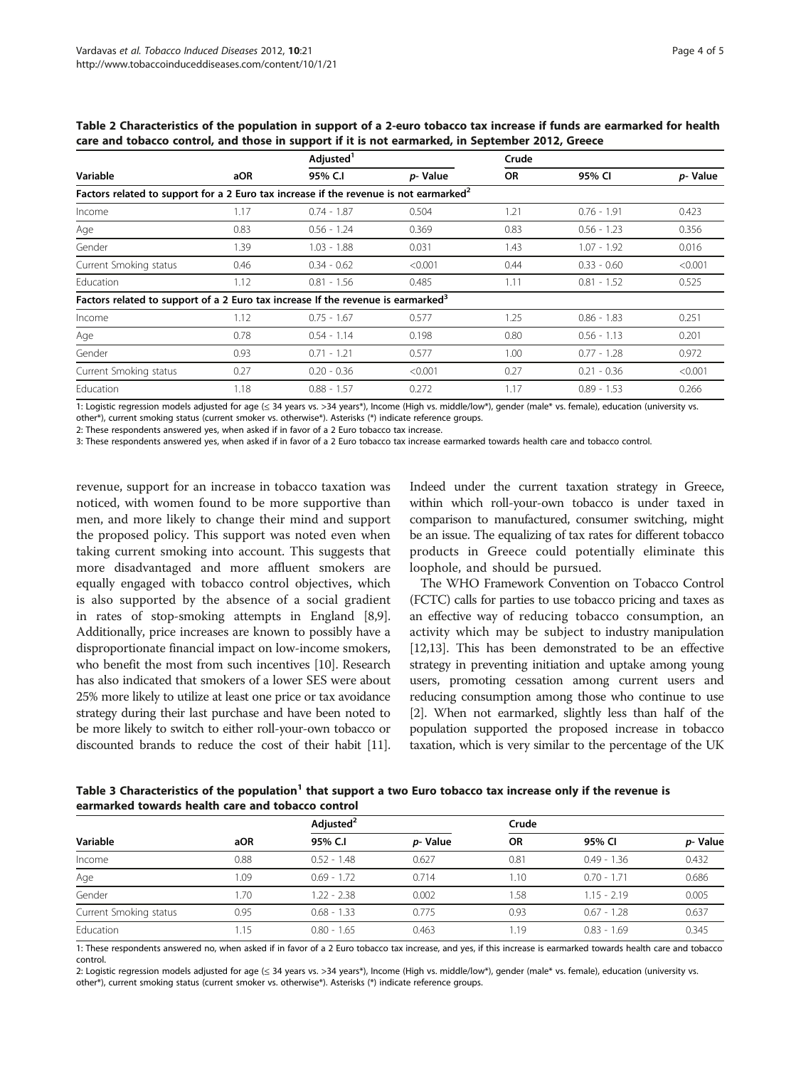**Table 2 Characteristics of the population in support of a 2-euro tobacco tax increase if funds are earmarked for health care and tobacco control, and those in support if it is not earmarked, in September 2012, Greece**

| Variable | Adjusted[1] | | | Crude | | |
|---|---|---|---|---|---|---|
| | aOR | 95% C.I | *p*- Value | OR | 95% CI | *p*- Value |
| **Factors related to support for a 2 Euro tax increase if the revenue is not earmarked[2]** | | | | | | |
| Income | 1.17 | 0.74 - 1.87 | 0.504 | 1.21 | 0.76 - 1.91 | 0.423 |
| Age | 0.83 | 0.56 - 1.24 | 0.369 | 0.83 | 0.56 - 1.23 | 0.356 |
| Gender | 1.39 | 1.03 - 1.88 | 0.031 | 1.43 | 1.07 - 1.92 | 0.016 |
| Current Smoking status | 0.46 | 0.34 - 0.62 | <0.001 | 0.44 | 0.33 - 0.60 | <0.001 |
| Education | 1.12 | 0.81 - 1.56 | 0.485 | 1.11 | 0.81 - 1.52 | 0.525 |
| **Factors related to support of a 2 Euro tax increase If the revenue is earmarked[3]** | | | | | | |
| Income | 1.12 | 0.75 - 1.67 | 0.577 | 1.25 | 0.86 - 1.83 | 0.251 |
| Age | 0.78 | 0.54 - 1.14 | 0.198 | 0.80 | 0.56 - 1.13 | 0.201 |
| Gender | 0.93 | 0.71 - 1.21 | 0.577 | 1.00 | 0.77 - 1.28 | 0.972 |
| Current Smoking status | 0.27 | 0.20 - 0.36 | <0.001 | 0.27 | 0.21 - 0.36 | <0.001 |
| Education | 1.18 | 0.88 - 1.57 | 0.272 | 1.17 | 0.89 - 1.53 | 0.266 |

1: Logistic regression models adjusted for age (≤ 34 years vs. >34 years*), Income (High vs. middle/low*), gender (male* vs. female), education (university vs. other*), current smoking status (current smoker vs. otherwise*). Asterisks (*) indicate reference groups.
2: These respondents answered yes, when asked if in favor of a 2 Euro tobacco tax increase.
3: These respondents answered yes, when asked if in favor of a 2 Euro tobacco tax increase earmarked towards health care and tobacco control.

revenue, support for an increase in tobacco taxation was noticed, with women found to be more supportive than men, and more likely to change their mind and support the proposed policy. This support was noted even when taking current smoking into account. This suggests that more disadvantaged and more affluent smokers are equally engaged with tobacco control objectives, which is also supported by the absence of a social gradient in rates of stop-smoking attempts in England [8,9]. Additionally, price increases are known to possibly have a disproportionate financial impact on low-income smokers, who benefit the most from such incentives [10]. Research has also indicated that smokers of a lower SES were about 25% more likely to utilize at least one price or tax avoidance strategy during their last purchase and have been noted to be more likely to switch to either roll-your-own tobacco or discounted brands to reduce the cost of their habit [11]. Indeed under the current taxation strategy in Greece, within which roll-your-own tobacco is under taxed in comparison to manufactured, consumer switching, might be an issue. The equalizing of tax rates for different tobacco products in Greece could potentially eliminate this loophole, and should be pursued.

The WHO Framework Convention on Tobacco Control (FCTC) calls for parties to use tobacco pricing and taxes as an effective way of reducing tobacco consumption, an activity which may be subject to industry manipulation [12,13]. This has been demonstrated to be an effective strategy in preventing initiation and uptake among young users, promoting cessation among current users and reducing consumption among those who continue to use [2]. When not earmarked, slightly less than half of the population supported the proposed increase in tobacco taxation, which is very similar to the percentage of the UK

**Table 3 Characteristics of the population[1] that support a two Euro tobacco tax increase only if the revenue is earmarked towards health care and tobacco control**

| Variable | Adjusted[2] | | | Crude | | |
|---|---|---|---|---|---|---|
| | aOR | 95% C.I | *p*- Value | OR | 95% CI | *p*- Value |
| Income | 0.88 | 0.52 - 1.48 | 0.627 | 0.81 | 0.49 - 1.36 | 0.432 |
| Age | 1.09 | 0.69 - 1.72 | 0.714 | 1.10 | 0.70 - 1.71 | 0.686 |
| Gender | 1.70 | 1.22 - 2.38 | 0.002 | 1.58 | 1.15 - 2.19 | 0.005 |
| Current Smoking status | 0.95 | 0.68 - 1.33 | 0.775 | 0.93 | 0.67 - 1.28 | 0.637 |
| Education | 1.15 | 0.80 - 1.65 | 0.463 | 1.19 | 0.83 - 1.69 | 0.345 |

1: These respondents answered no, when asked if in favor of a 2 Euro tobacco tax increase, and yes, if this increase is earmarked towards health care and tobacco control.
2: Logistic regression models adjusted for age (≤ 34 years vs. >34 years*), Income (High vs. middle/low*), gender (male* vs. female), education (university vs. other*), current smoking status (current smoker vs. otherwise*). Asterisks (*) indicate reference groups.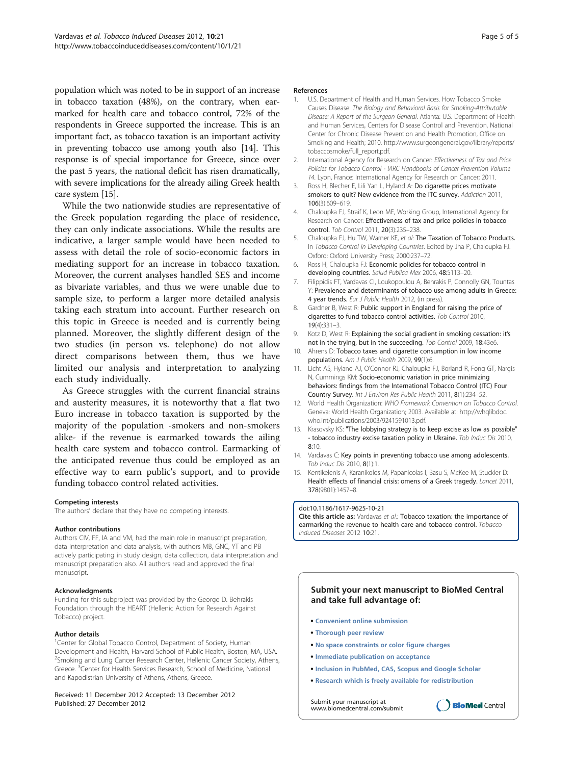population which was noted to be in support of an increase in tobacco taxation (48%), on the contrary, when earmarked for health care and tobacco control, 72% of the respondents in Greece supported the increase. This is an important fact, as tobacco taxation is an important activity in preventing tobacco use among youth also [14]. This response is of special importance for Greece, since over the past 5 years, the national deficit has risen dramatically, with severe implications for the already ailing Greek health care system [15].

While the two nationwide studies are representative of the Greek population regarding the place of residence, they can only indicate associations. While the results are indicative, a larger sample would have been needed to assess with detail the role of socio-economic factors in mediating support for an increase in tobacco taxation. Moreover, the current analyses handled SES and income as bivariate variables, and thus we were unable due to sample size, to perform a larger more detailed analysis taking each stratum into account. Further research on this topic in Greece is needed and is currently being planned. Moreover, the slightly different design of the two studies (in person vs. telephone) do not allow direct comparisons between them, thus we have limited our analysis and interpretation to analyzing each study individually.

As Greece struggles with the current financial strains and austerity measures, it is noteworthy that a flat two Euro increase in tobacco taxation is supported by the majority of the population -smokers and non-smokers alike- if the revenue is earmarked towards the ailing health care system and tobacco control. Earmarking of the anticipated revenue thus could be employed as an effective way to earn public's support, and to provide funding tobacco control related activities.

### Competing interests
The authors' declare that they have no competing interests.

### Author contributions
Authors CIV, FF, IA and VM, had the main role in manuscript preparation, data interpretation and data analysis, with authors MB, GNC, YT and PB actively participating in study design, data collection, data interpretation and manuscript preparation also. All authors read and approved the final manuscript.

### Acknowledgments
Funding for this subproject was provided by the George D. Behrakis Foundation through the HEART (Hellenic Action for Research Against Tobacco) project.

### Author details
[1]Center for Global Tobacco Control, Department of Society, Human Development and Health, Harvard School of Public Health, Boston, MA, USA. [2]Smoking and Lung Cancer Research Center, Hellenic Cancer Society, Athens, Greece. [3]Center for Health Services Research, School of Medicine, National and Kapodistrian University of Athens, Athens, Greece.

Received: 11 December 2012 Accepted: 13 December 2012
Published: 27 December 2012

### References
1. U.S. Department of Health and Human Services. How Tobacco Smoke Causes Disease: *The Biology and Behavioral Basis for Smoking-Attributable Disease: A Report of the Surgeon General*. Atlanta: U.S. Department of Health and Human Services, Centers for Disease Control and Prevention, National Center for Chronic Disease Prevention and Health Promotion, Office on Smoking and Health; 2010. http://www.surgeongeneral.gov/library/reports/tobaccosmoke/full_report.pdf.
2. International Agency for Research on Cancer: *Effectiveness of Tax and Price Policies for Tobacco Control - IARC Handbooks of Cancer Prevention Volume 14*. Lyon, France: International Agency for Research on Cancer; 2011.
3. Ross H, Blecher E, Lili Yan L, Hyland A: **Do cigarette prices motivate smokers to quit? New evidence from the ITC survey.** *Addiction* 2011, **106**(3):609–619.
4. Chaloupka FJ, Straif K, Leon ME, Working Group, International Agency for Research on Cancer: **Effectiveness of tax and price policies in tobacco control.** *Tob Control* 2011, **20**(3):235–238.
5. Chaloupka FJ, Hu TW, Warner KE, *et al*: **The Taxation of Tobacco Products.** In *Tobacco Control in Developing Countries*. Edited by Jha P, Chaloupka FJ. Oxford: Oxford University Press; 2000:237–72.
6. Ross H, Chaloupka FJ: **Economic policies for tobacco control in developing countries.** *Salud Publica Mex* 2006, **48**:S113–20.
7. Filippidis FT, Vardavas CI, Loukopoulou A, Behrakis P, Connolly GN, Tountas Y: **Prevalence and determinants of tobacco use among adults in Greece: 4 year trends.** *Eur J Public Health* 2012, (in press).
8. Gardner B, West R: **Public support in England for raising the price of cigarettes to fund tobacco control activities.** *Tob Control* 2010, **19**(4):331–3.
9. Kotz D, West R: **Explaining the social gradient in smoking cessation: it's not in the trying, but in the succeeding.** *Tob Control* 2009, **18**:43e6.
10. Ahrens D: **Tobacco taxes and cigarette consumption in low income populations.** *Am J Public Health* 2009, **99**(1):6.
11. Licht AS, Hyland AJ, O'Connor RJ, Chaloupka FJ, Borland R, Fong GT, Nargis N, Cummings KM: **Socio-economic variation in price minimizing behaviors: findings from the International Tobacco Control (ITC) Four Country Survey.** *Int J Environ Res Public Health* 2011, **8**(1):234–52.
12. World Health Organization: *WHO Framework Convention on Tobacco Control*. Geneva: World Health Organization; 2003. Available at: http://whqlibdoc.who.int/publications/2003/9241591013.pdf.
13. Krasovsky KS: **"The lobbying strategy is to keep excise as low as possible" - tobacco industry excise taxation policy in Ukraine.** *Tob Induc Dis* 2010, **8**:10.
14. Vardavas C: **Key points in preventing tobacco use among adolescents.** *Tob Induc Dis* 2010, **8**(1):1.
15. Kentikelenis A, Karanikolos M, Papanicolas I, Basu S, McKee M, Stuckler D: **Health effects of financial crisis: omens of a Greek tragedy.** *Lancet* 2011, **378**(9801):1457–8.

doi:10.1186/1617-9625-10-21
**Cite this article as:** Vardavas *et al*.: Tobacco taxation: the importance of earmarking the revenue to health care and tobacco control. *Tobacco Induced Diseases* 2012 10:21.

**Submit your next manuscript to BioMed Central and take full advantage of:**

- **Convenient online submission**
- **Thorough peer review**
- **No space constraints or color figure charges**
- **Immediate publication on acceptance**
- **Inclusion in PubMed, CAS, Scopus and Google Scholar**
- **Research which is freely available for redistribution**

Submit your manuscript at
www.biomedcentral.com/submit

BioMed Central